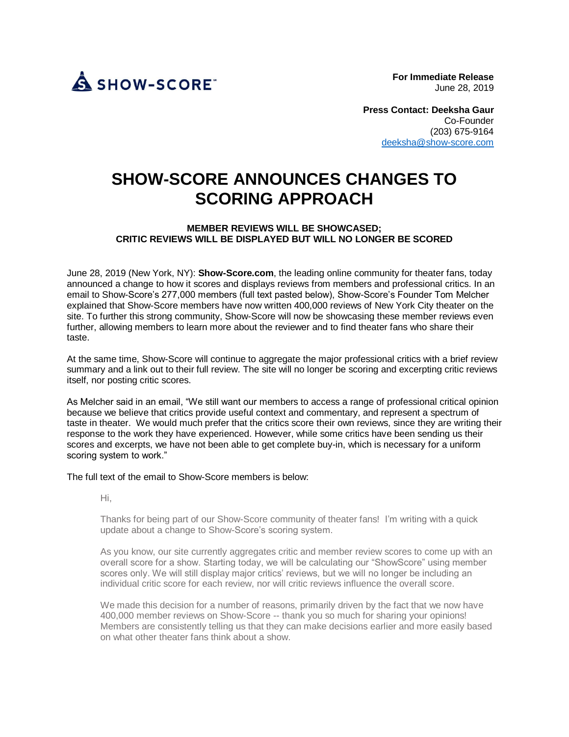SHOW-SCORE

**For Immediate Release**
June 28, 2019

**Press Contact: Deeksha Gaur**
Co-Founder
(203) 675-9164
deeksha@show-score.com

# SHOW-SCORE ANNOUNCES CHANGES TO SCORING APPROACH

### MEMBER REVIEWS WILL BE SHOWCASED; CRITIC REVIEWS WILL BE DISPLAYED BUT WILL NO LONGER BE SCORED

June 28, 2019 (New York, NY): **Show-Score.com**, the leading online community for theater fans, today announced a change to how it scores and displays reviews from members and professional critics. In an email to Show-Score's 277,000 members (full text pasted below), Show-Score's Founder Tom Melcher explained that Show-Score members have now written 400,000 reviews of New York City theater on the site. To further this strong community, Show-Score will now be showcasing these member reviews even further, allowing members to learn more about the reviewer and to find theater fans who share their taste.

At the same time, Show-Score will continue to aggregate the major professional critics with a brief review summary and a link out to their full review. The site will no longer be scoring and excerpting critic reviews itself, nor posting critic scores.

As Melcher said in an email, "We still want our members to access a range of professional critical opinion because we believe that critics provide useful context and commentary, and represent a spectrum of taste in theater. We would much prefer that the critics score their own reviews, since they are writing their response to the work they have experienced. However, while some critics have been sending us their scores and excerpts, we have not been able to get complete buy-in, which is necessary for a uniform scoring system to work."

The full text of the email to Show-Score members is below:

> Hi,
>
> Thanks for being part of our Show-Score community of theater fans! I'm writing with a quick update about a change to Show-Score's scoring system.
>
> As you know, our site currently aggregates critic and member review scores to come up with an overall score for a show. Starting today, we will be calculating our "ShowScore" using member scores only. We will still display major critics' reviews, but we will no longer be including an individual critic score for each review, nor will critic reviews influence the overall score.
>
> We made this decision for a number of reasons, primarily driven by the fact that we now have 400,000 member reviews on Show-Score -- thank you so much for sharing your opinions! Members are consistently telling us that they can make decisions earlier and more easily based on what other theater fans think about a show.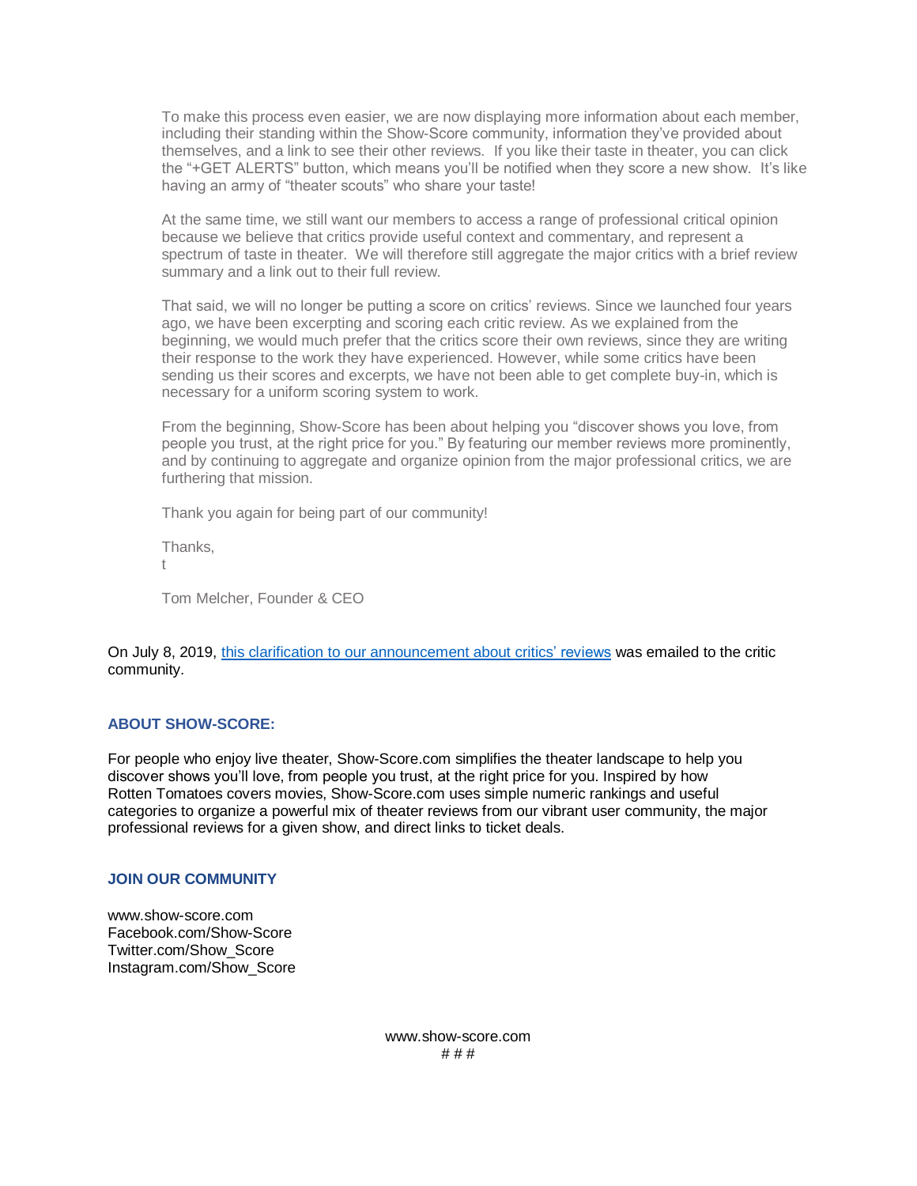To make this process even easier, we are now displaying more information about each member, including their standing within the Show-Score community, information they've provided about themselves, and a link to see their other reviews. If you like their taste in theater, you can click the "+GET ALERTS" button, which means you'll be notified when they score a new show. It's like having an army of "theater scouts" who share your taste!

At the same time, we still want our members to access a range of professional critical opinion because we believe that critics provide useful context and commentary, and represent a spectrum of taste in theater. We will therefore still aggregate the major critics with a brief review summary and a link out to their full review.

That said, we will no longer be putting a score on critics' reviews. Since we launched four years ago, we have been excerpting and scoring each critic review. As we explained from the beginning, we would much prefer that the critics score their own reviews, since they are writing their response to the work they have experienced. However, while some critics have been sending us their scores and excerpts, we have not been able to get complete buy-in, which is necessary for a uniform scoring system to work.

From the beginning, Show-Score has been about helping you "discover shows you love, from people you trust, at the right price for you." By featuring our member reviews more prominently, and by continuing to aggregate and organize opinion from the major professional critics, we are furthering that mission.

Thank you again for being part of our community!

Thanks,
t

Tom Melcher, Founder & CEO

On July 8, 2019, this clarification to our announcement about critics' reviews was emailed to the critic community.

### ABOUT SHOW-SCORE:

For people who enjoy live theater, Show-Score.com simplifies the theater landscape to help you discover shows you'll love, from people you trust, at the right price for you. Inspired by how Rotten Tomatoes covers movies, Show-Score.com uses simple numeric rankings and useful categories to organize a powerful mix of theater reviews from our vibrant user community, the major professional reviews for a given show, and direct links to ticket deals.

### JOIN OUR COMMUNITY

www.show-score.com
Facebook.com/Show-Score
Twitter.com/Show_Score
Instagram.com/Show_Score

www.show-score.com

# # #